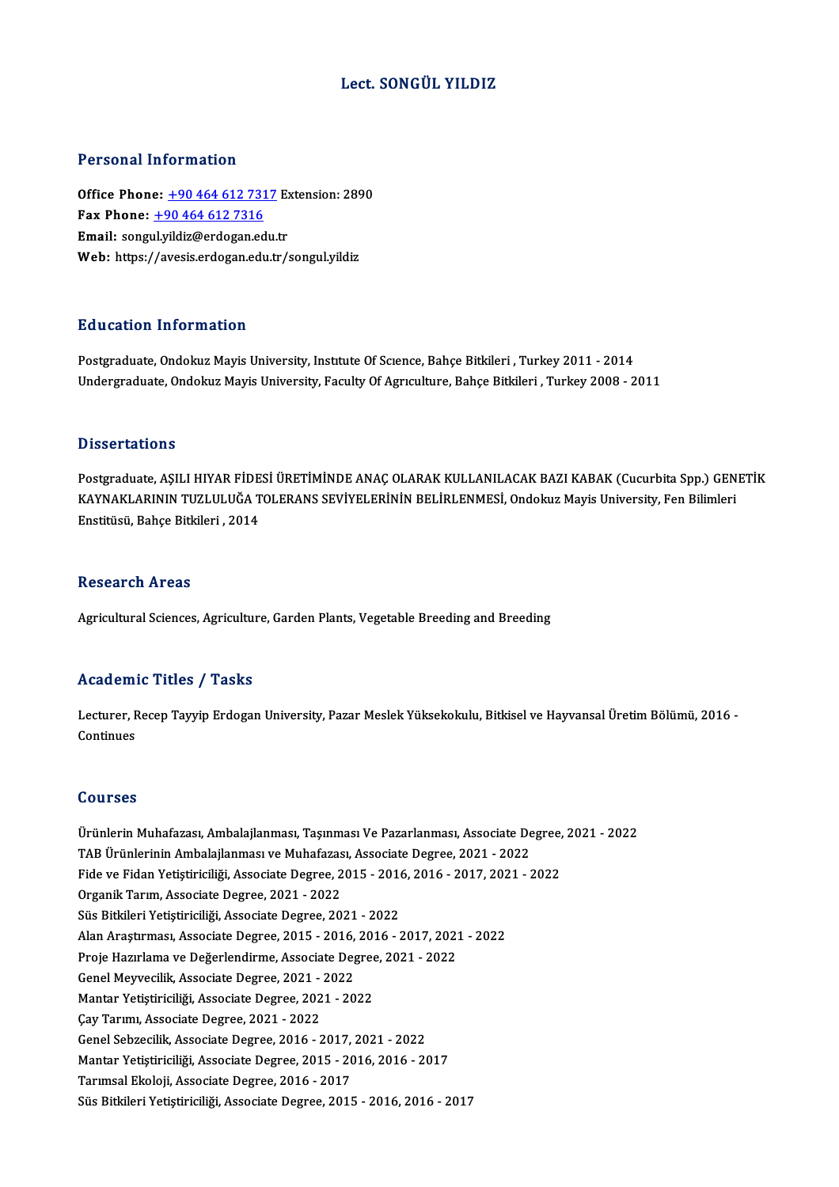# Lect. SONGÜL YILDIZ

## Personal Information

**Office Phone:** +90 464 612 7317 Extension: 2890
**Fax Phone:** +90 464 612 7316
**Email:** songul.yildiz@erdogan.edu.tr
**Web:** https://avesis.erdogan.edu.tr/songul.yildiz

## Education Information

Postgraduate, Ondokuz Mayis University, Institute Of Science, Bahçe Bitkileri , Turkey 2011 - 2014
Undergraduate, Ondokuz Mayis University, Faculty Of Agriculture, Bahçe Bitkileri , Turkey 2008 - 2011

## Dissertations

Postgraduate, AŞILI HIYAR FİDESİ ÜRETİMİNDE ANAÇ OLARAK KULLANILACAK BAZI KABAK (Cucurbita Spp.) GENETİK KAYNAKLARININ TUZLULUĞA TOLERANS SEVİYELERİNİN BELİRLENMESİ, Ondokuz Mayis University, Fen Bilimleri Enstitüsü, Bahçe Bitkileri , 2014

## Research Areas

Agricultural Sciences, Agriculture, Garden Plants, Vegetable Breeding and Breeding

## Academic Titles / Tasks

Lecturer, Recep Tayyip Erdogan University, Pazar Meslek Yüksekokulu, Bitkisel ve Hayvansal Üretim Bölümü, 2016 - Continues

## Courses

Ürünlerin Muhafazası, Ambalajlanması, Taşınması Ve Pazarlanması, Associate Degree, 2021 - 2022
TAB Ürünlerinin Ambalajlanması ve Muhafazası, Associate Degree, 2021 - 2022
Fide ve Fidan Yetiştiriciliği, Associate Degree, 2015 - 2016, 2016 - 2017, 2021 - 2022
Organik Tarım, Associate Degree, 2021 - 2022
Süs Bitkileri Yetiştiriciliği, Associate Degree, 2021 - 2022
Alan Araştırması, Associate Degree, 2015 - 2016, 2016 - 2017, 2021 - 2022
Proje Hazırlama ve Değerlendirme, Associate Degree, 2021 - 2022
Genel Meyvecilik, Associate Degree, 2021 - 2022
Mantar Yetiştiriciliği, Associate Degree, 2021 - 2022
Çay Tarımı, Associate Degree, 2021 - 2022
Genel Sebzecilik, Associate Degree, 2016 - 2017, 2021 - 2022
Mantar Yetiştiriciliği, Associate Degree, 2015 - 2016, 2016 - 2017
Tarımsal Ekoloji, Associate Degree, 2016 - 2017
Süs Bitkileri Yetiştiriciliği, Associate Degree, 2015 - 2016, 2016 - 2017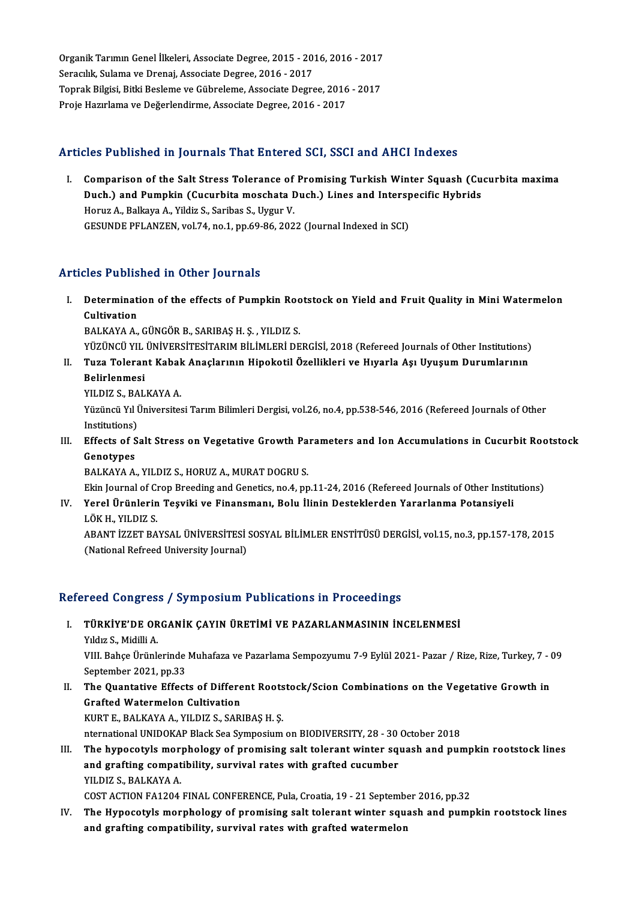Organik Tarımın Genel İlkeleri, Associate Degree, 2015 - 2016, 2016 - 2017
Seracılık, Sulama ve Drenaj, Associate Degree, 2016 - 2017
Toprak Bilgisi, Bitki Besleme ve Gübreleme, Associate Degree, 2016 - 2017
Proje Hazırlama ve Değerlendirme, Associate Degree, 2016 - 2017

## Articles Published in Journals That Entered SCI, SSCI and AHCI Indexes

I. **Comparison of the Salt Stress Tolerance of Promising Turkish Winter Squash (Cucurbita maxima Duch.) and Pumpkin (Cucurbita moschata Duch.) Lines and Interspecific Hybrids**
Horuz A., Balkaya A., Yildiz S., Saribas S., Uygur V.
GESUNDE PFLANZEN, vol.74, no.1, pp.69-86, 2022 (Journal Indexed in SCI)

## Articles Published in Other Journals

I. **Determination of the effects of Pumpkin Rootstock on Yield and Fruit Quality in Mini Watermelon Cultivation**
BALKAYA A., GÜNGÖR B., SARIBAŞ H. Ş. , YILDIZ S.
YÜZÜNCÜ YIL ÜNİVERSİTESİTARIM BİLİMLERİ DERGİSİ, 2018 (Refereed Journals of Other Institutions)

II. **Tuza Tolerant Kabak Anaçlarının Hipokotil Özellikleri ve Hıyarla Aşı Uyuşum Durumlarının Belirlenmesi**
YILDIZ S., BALKAYA A.
Yüzüncü Yıl Üniversitesi Tarım Bilimleri Dergisi, vol.26, no.4, pp.538-546, 2016 (Refereed Journals of Other Institutions)

III. **Effects of Salt Stress on Vegetative Growth Parameters and Ion Accumulations in Cucurbit Rootstock Genotypes**
BALKAYA A., YILDIZ S., HORUZ A., MURAT DOGRU S.
Ekin Journal of Crop Breeding and Genetics, no.4, pp.11-24, 2016 (Refereed Journals of Other Institutions)

IV. **Yerel Ürünlerin Teşviki ve Finansmanı, Bolu İlinin Desteklerden Yararlanma Potansiyeli**
LÖK H., YILDIZ S.
ABANT İZZET BAYSAL ÜNİVERSİTESİ SOSYAL BİLİMLER ENSTİTÜSÜ DERGİSİ, vol.15, no.3, pp.157-178, 2015 (National Refreed University Journal)

## Refereed Congress / Symposium Publications in Proceedings

I. **TÜRKİYE'DE ORGANİK ÇAYIN ÜRETİMİ VE PAZARLANMASININ İNCELENMESİ**
Yıldız S., Midilli A.
VIII. Bahçe Ürünlerinde Muhafaza ve Pazarlama Sempozyumu 7-9 Eylül 2021- Pazar / Rize, Rize, Turkey, 7 - 09 September 2021, pp.33

II. **The Quantative Effects of Different Rootstock/Scion Combinations on the Vegetative Growth in Grafted Watermelon Cultivation**
KURT E., BALKAYA A., YILDIZ S., SARIBAŞ H. Ş.
nternational UNIDOKAP Black Sea Symposium on BIODIVERSITY, 28 - 30 October 2018

III. **The hypocotyls morphology of promising salt tolerant winter squash and pumpkin rootstock lines and grafting compatibility, survival rates with grafted cucumber**
YILDIZ S., BALKAYA A.
COST ACTION FA1204 FINAL CONFERENCE, Pula, Croatia, 19 - 21 September 2016, pp.32

IV. **The Hypocotyls morphology of promising salt tolerant winter squash and pumpkin rootstock lines and grafting compatibility, survival rates with grafted watermelon**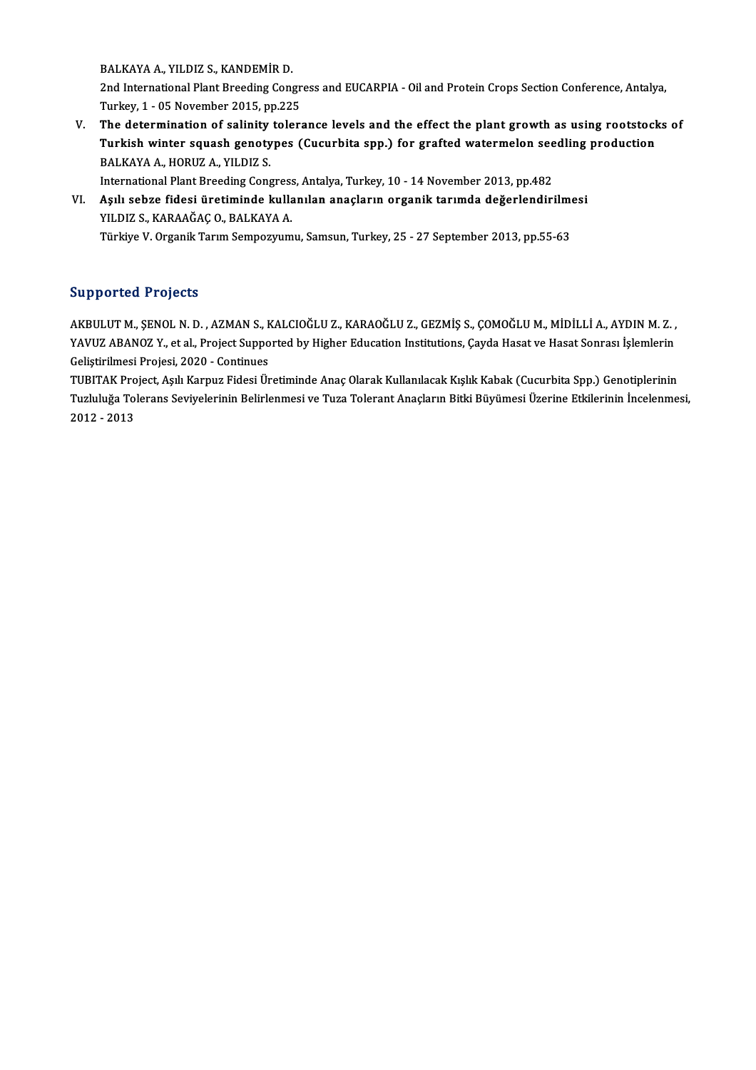BALKAYA A., YILDIZ S., KANDEMİR D.
2nd International Plant Breeding Congress and EUCARPIA - Oil and Protein Crops Section Conference, Antalya, Turkey, 1 - 05 November 2015, pp.225

V. **The determination of salinity tolerance levels and the effect the plant growth as using rootstocks of Turkish winter squash genotypes (Cucurbita spp.) for grafted watermelon seedling production**
BALKAYA A., HORUZ A., YILDIZ S.
International Plant Breeding Congress, Antalya, Turkey, 10 - 14 November 2013, pp.482

VI. **Aşılı sebze fidesi üretiminde kullanılan anaçların organik tarımda değerlendirilmesi**
YILDIZ S., KARAAĞAÇ O., BALKAYA A.
Türkiye V. Organik Tarım Sempozyumu, Samsun, Turkey, 25 - 27 September 2013, pp.55-63

## Supported Projects

AKBULUT M., ŞENOL N. D. , AZMAN S., KALCIOĞLU Z., KARAOĞLU Z., GEZMİŞ S., ÇOMOĞLU M., MİDİLLİ A., AYDIN M. Z. , YAVUZ ABANOZ Y., et al., Project Supported by Higher Education Institutions, Çayda Hasat ve Hasat Sonrası İşlemlerin Geliştirilmesi Projesi, 2020 - Continues

TUBITAK Project, Aşılı Karpuz Fidesi Üretiminde Anaç Olarak Kullanılacak Kışlık Kabak (Cucurbita Spp.) Genotiplerinin Tuzluluğa Tolerans Seviyelerinin Belirlenmesi ve Tuza Tolerant Anaçların Bitki Büyümesi Üzerine Etkilerinin İncelenmesi, 2012 - 2013